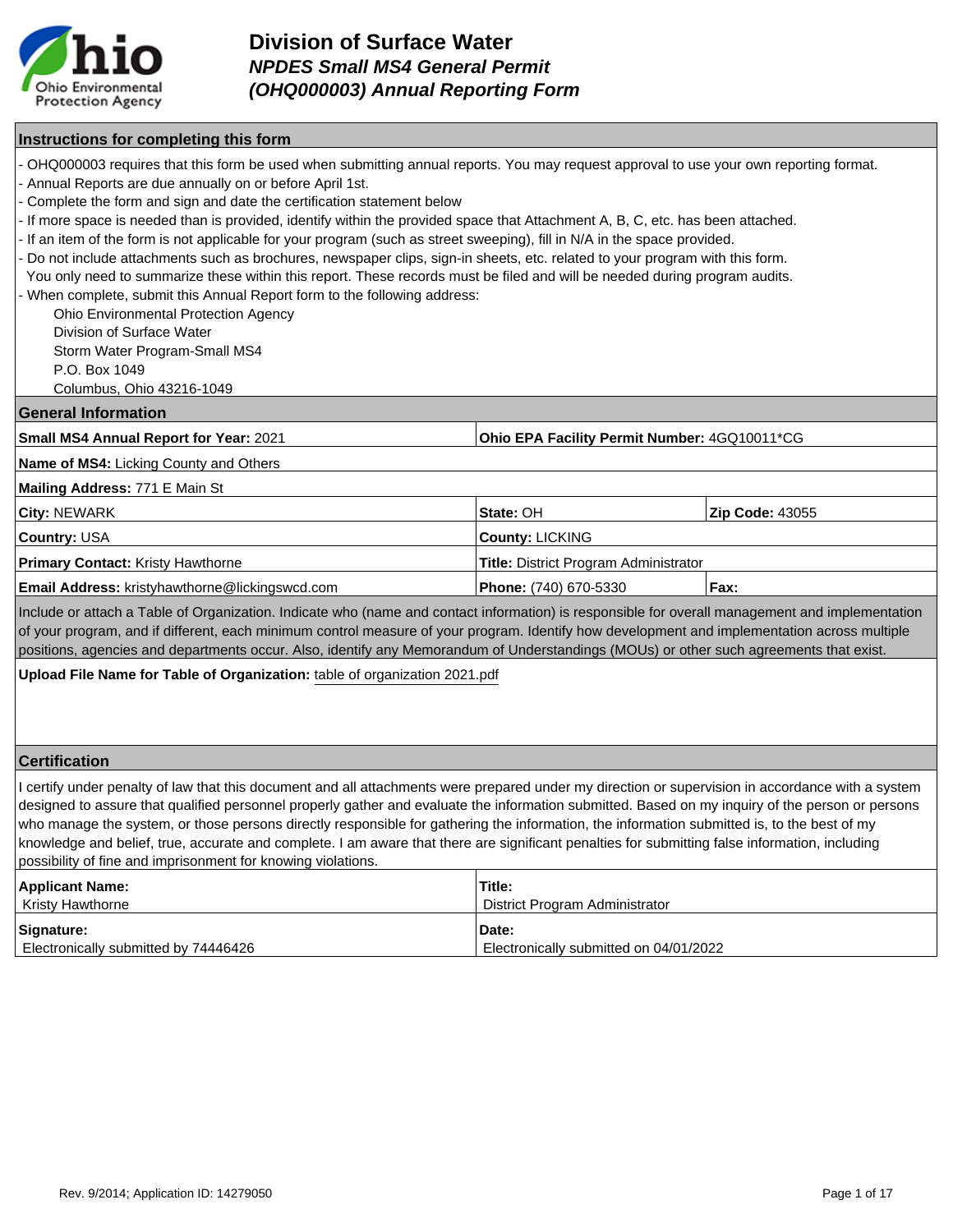# Division of Surface Water

## *NPDES Small MS4 General Permit (OHQ000003) Annual Reporting Form*

### Instructions for completing this form

- OHQ000003 requires that this form be used when submitting annual reports. You may request approval to use your own reporting format.
- Annual Reports are due annually on or before April 1st.
- Complete the form and sign and date the certification statement below
- If more space is needed than is provided, identify within the provided space that Attachment A, B, C, etc. has been attached.
- If an item of the form is not applicable for your program (such as street sweeping), fill in N/A in the space provided.
- Do not include attachments such as brochures, newspaper clips, sign-in sheets, etc. related to your program with this form.
  You only need to summarize these within this report. These records must be filed and will be needed during program audits.
- When complete, submit this Annual Report form to the following address:

  Ohio Environmental Protection Agency
  Division of Surface Water
  Storm Water Program-Small MS4
  P.O. Box 1049
  Columbus, Ohio 43216-1049

### General Information

| | | |
|---|---|---|
| **Small MS4 Annual Report for Year:** 2021 | **Ohio EPA Facility Permit Number:** 4GQ10011*CG | |
| **Name of MS4:** Licking County and Others | | |
| **Mailing Address:** 771 E Main St | | |
| **City:** NEWARK | **State:** OH | **Zip Code:** 43055 |
| **Country:** USA | **County:** LICKING | |
| **Primary Contact:** Kristy Hawthorne | **Title:** District Program Administrator | |
| **Email Address:** kristyhawthorne@lickingswcd.com | **Phone:** (740) 670-5330 | **Fax:** |

Include or attach a Table of Organization. Indicate who (name and contact information) is responsible for overall management and implementation of your program, and if different, each minimum control measure of your program. Identify how development and implementation across multiple positions, agencies and departments occur. Also, identify any Memorandum of Understandings (MOUs) or other such agreements that exist.

**Upload File Name for Table of Organization:** table of organization 2021.pdf

### Certification

I certify under penalty of law that this document and all attachments were prepared under my direction or supervision in accordance with a system designed to assure that qualified personnel properly gather and evaluate the information submitted. Based on my inquiry of the person or persons who manage the system, or those persons directly responsible for gathering the information, the information submitted is, to the best of my knowledge and belief, true, accurate and complete. I am aware that there are significant penalties for submitting false information, including possibility of fine and imprisonment for knowing violations.

| | |
|---|---|
| **Applicant Name:** Kristy Hawthorne | **Title:** District Program Administrator |
| **Signature:** Electronically submitted by 74446426 | **Date:** Electronically submitted on 04/01/2022 |

Rev. 9/2014; Application ID: 14279050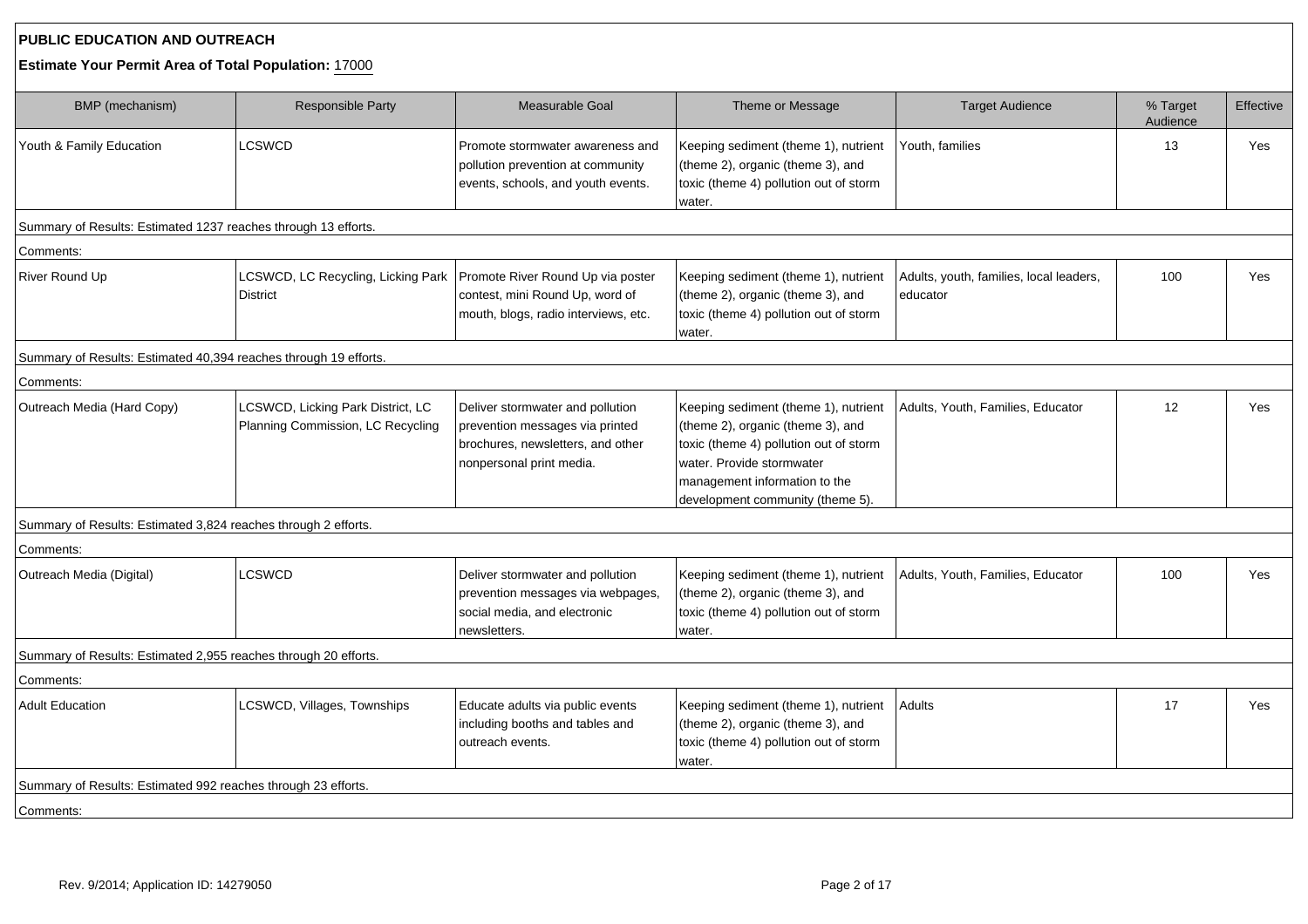**PUBLIC EDUCATION AND OUTREACH**

**Estimate Your Permit Area of Total Population:** 17000

| BMP (mechanism) | Responsible Party | Measurable Goal | Theme or Message | Target Audience | % Target Audience | Effective |
|---|---|---|---|---|---|---|
| Youth & Family Education | LCSWCD | Promote stormwater awareness and pollution prevention at community events, schools, and youth events. | Keeping sediment (theme 1), nutrient (theme 2), organic (theme 3), and toxic (theme 4) pollution out of storm water. | Youth, families | 13 | Yes |
| Summary of Results: Estimated 1237 reaches through 13 efforts. | | | | | | |
| Comments: | | | | | | |
| River Round Up | LCSWCD, LC Recycling, Licking Park District | Promote River Round Up via poster contest, mini Round Up, word of mouth, blogs, radio interviews, etc. | Keeping sediment (theme 1), nutrient (theme 2), organic (theme 3), and toxic (theme 4) pollution out of storm water. | Adults, youth, families, local leaders, educator | 100 | Yes |
| Summary of Results: Estimated 40,394 reaches through 19 efforts. | | | | | | |
| Comments: | | | | | | |
| Outreach Media (Hard Copy) | LCSWCD, Licking Park District, LC Planning Commission, LC Recycling | Deliver stormwater and pollution prevention messages via printed brochures, newsletters, and other nonpersonal print media. | Keeping sediment (theme 1), nutrient (theme 2), organic (theme 3), and toxic (theme 4) pollution out of storm water. Provide stormwater management information to the development community (theme 5). | Adults, Youth, Families, Educator | 12 | Yes |
| Summary of Results: Estimated 3,824 reaches through 2 efforts. | | | | | | |
| Comments: | | | | | | |
| Outreach Media (Digital) | LCSWCD | Deliver stormwater and pollution prevention messages via webpages, social media, and electronic newsletters. | Keeping sediment (theme 1), nutrient (theme 2), organic (theme 3), and toxic (theme 4) pollution out of storm water. | Adults, Youth, Families, Educator | 100 | Yes |
| Summary of Results: Estimated 2,955 reaches through 20 efforts. | | | | | | |
| Comments: | | | | | | |
| Adult Education | LCSWCD, Villages, Townships | Educate adults via public events including booths and tables and outreach events. | Keeping sediment (theme 1), nutrient (theme 2), organic (theme 3), and toxic (theme 4) pollution out of storm water. | Adults | 17 | Yes |
| Summary of Results: Estimated 992 reaches through 23 efforts. | | | | | | |
| Comments: | | | | | | |

Rev. 9/2014; Application ID: 14279050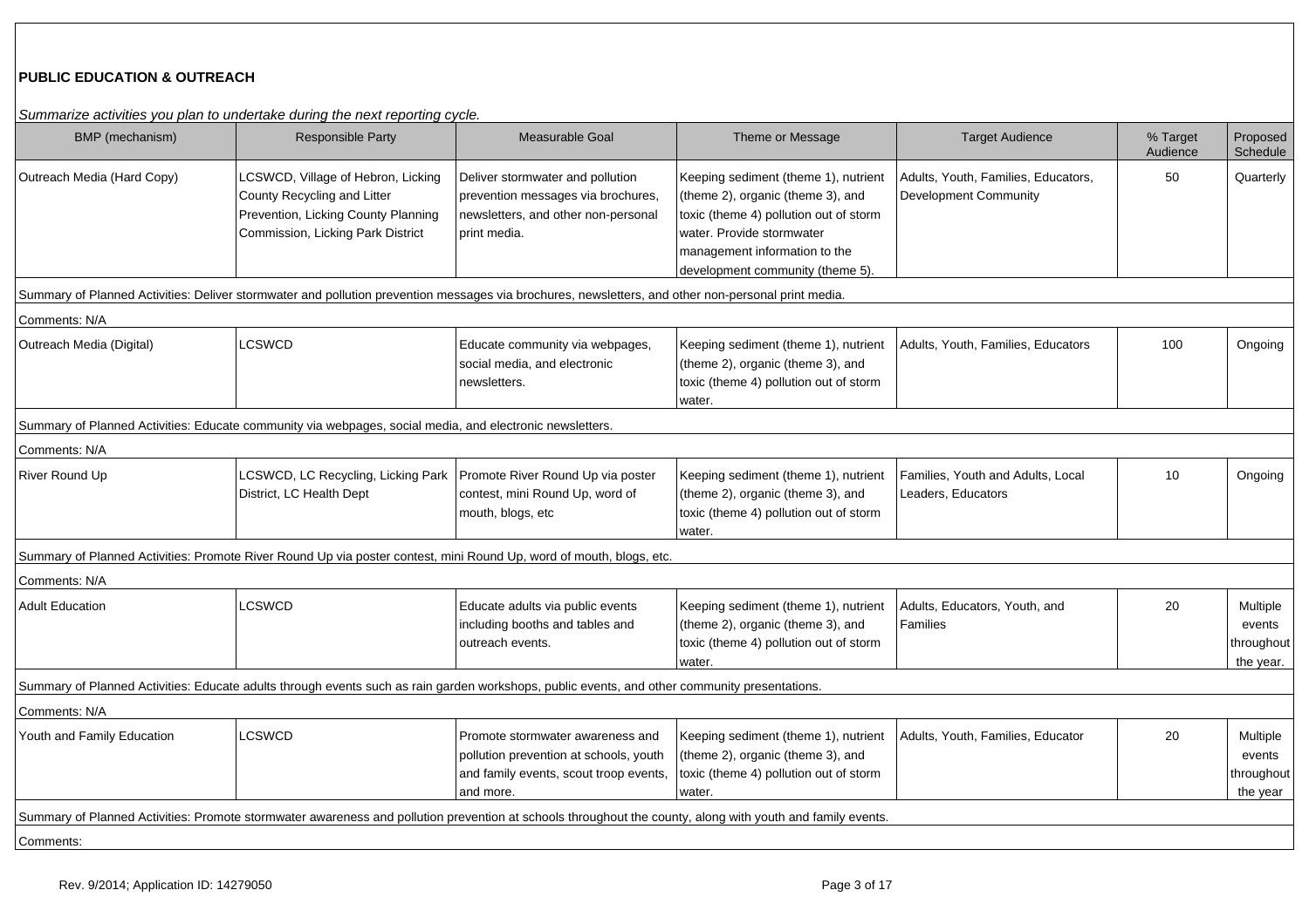**PUBLIC EDUCATION & OUTREACH**

*Summarize activities you plan to undertake during the next reporting cycle.*

| BMP (mechanism) | Responsible Party | Measurable Goal | Theme or Message | Target Audience | % Target Audience | Proposed Schedule |
|---|---|---|---|---|---|---|
| Outreach Media (Hard Copy) | LCSWCD, Village of Hebron, Licking County Recycling and Litter Prevention, Licking County Planning Commission, Licking Park District | Deliver stormwater and pollution prevention messages via brochures, newsletters, and other non-personal print media. | Keeping sediment (theme 1), nutrient (theme 2), organic (theme 3), and toxic (theme 4) pollution out of storm water. Provide stormwater management information to the development community (theme 5). | Adults, Youth, Families, Educators, Development Community | 50 | Quarterly |
| Summary of Planned Activities: Deliver stormwater and pollution prevention messages via brochures, newsletters, and other non-personal print media. | | | | | | |
| Comments: N/A | | | | | | |
| Outreach Media (Digital) | LCSWCD | Educate community via webpages, social media, and electronic newsletters. | Keeping sediment (theme 1), nutrient (theme 2), organic (theme 3), and toxic (theme 4) pollution out of storm water. | Adults, Youth, Families, Educators | 100 | Ongoing |
| Summary of Planned Activities: Educate community via webpages, social media, and electronic newsletters. | | | | | | |
| Comments: N/A | | | | | | |
| River Round Up | LCSWCD, LC Recycling, Licking Park District, LC Health Dept | Promote River Round Up via poster contest, mini Round Up, word of mouth, blogs, etc | Keeping sediment (theme 1), nutrient (theme 2), organic (theme 3), and toxic (theme 4) pollution out of storm water. | Families, Youth and Adults, Local Leaders, Educators | 10 | Ongoing |
| Summary of Planned Activities: Promote River Round Up via poster contest, mini Round Up, word of mouth, blogs, etc. | | | | | | |
| Comments: N/A | | | | | | |
| Adult Education | LCSWCD | Educate adults via public events including booths and tables and outreach events. | Keeping sediment (theme 1), nutrient (theme 2), organic (theme 3), and toxic (theme 4) pollution out of storm water. | Adults, Educators, Youth, and Families | 20 | Multiple events throughout the year. |
| Summary of Planned Activities: Educate adults through events such as rain garden workshops, public events, and other community presentations. | | | | | | |
| Comments: N/A | | | | | | |
| Youth and Family Education | LCSWCD | Promote stormwater awareness and pollution prevention at schools, youth and family events, scout troop events, and more. | Keeping sediment (theme 1), nutrient (theme 2), organic (theme 3), and toxic (theme 4) pollution out of storm water. | Adults, Youth, Families, Educator | 20 | Multiple events throughout the year |
| Summary of Planned Activities: Promote stormwater awareness and pollution prevention at schools throughout the county, along with youth and family events. | | | | | | |
| Comments: | | | | | | |

Rev. 9/2014; Application ID: 14279050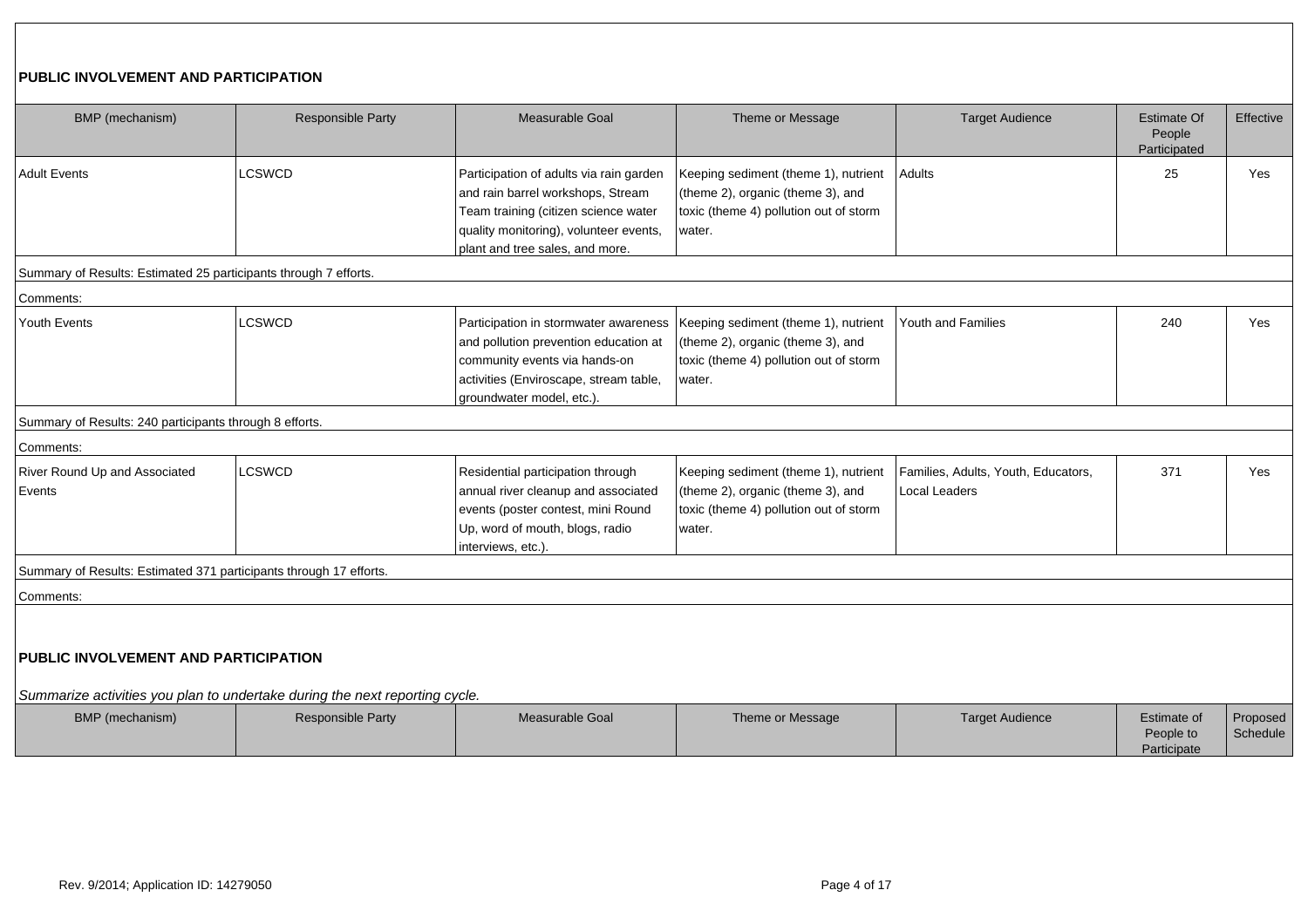## PUBLIC INVOLVEMENT AND PARTICIPATION

| BMP (mechanism) | Responsible Party | Measurable Goal | Theme or Message | Target Audience | Estimate Of People Participated | Effective |
|---|---|---|---|---|---|---|
| Adult Events | LCSWCD | Participation of adults via rain garden and rain barrel workshops, Stream Team training (citizen science water quality monitoring), volunteer events, plant and tree sales, and more. | Keeping sediment (theme 1), nutrient (theme 2), organic (theme 3), and toxic (theme 4) pollution out of storm water. | Adults | 25 | Yes |
| Summary of Results: Estimated 25 participants through 7 efforts. | | | | | | |
| Comments: | | | | | | |
| Youth Events | LCSWCD | Participation in stormwater awareness and pollution prevention education at community events via hands-on activities (Enviroscape, stream table, groundwater model, etc.). | Keeping sediment (theme 1), nutrient (theme 2), organic (theme 3), and toxic (theme 4) pollution out of storm water. | Youth and Families | 240 | Yes |
| Summary of Results: 240 participants through 8 efforts. | | | | | | |
| Comments: | | | | | | |
| River Round Up and Associated Events | LCSWCD | Residential participation through annual river cleanup and associated events (poster contest, mini Round Up, word of mouth, blogs, radio interviews, etc.). | Keeping sediment (theme 1), nutrient (theme 2), organic (theme 3), and toxic (theme 4) pollution out of storm water. | Families, Adults, Youth, Educators, Local Leaders | 371 | Yes |
| Summary of Results: Estimated 371 participants through 17 efforts. | | | | | | |
| Comments: | | | | | | |

## PUBLIC INVOLVEMENT AND PARTICIPATION

*Summarize activities you plan to undertake during the next reporting cycle.*

| BMP (mechanism) | Responsible Party | Measurable Goal | Theme or Message | Target Audience | Estimate of People to Participate | Proposed Schedule |
|---|---|---|---|---|---|---|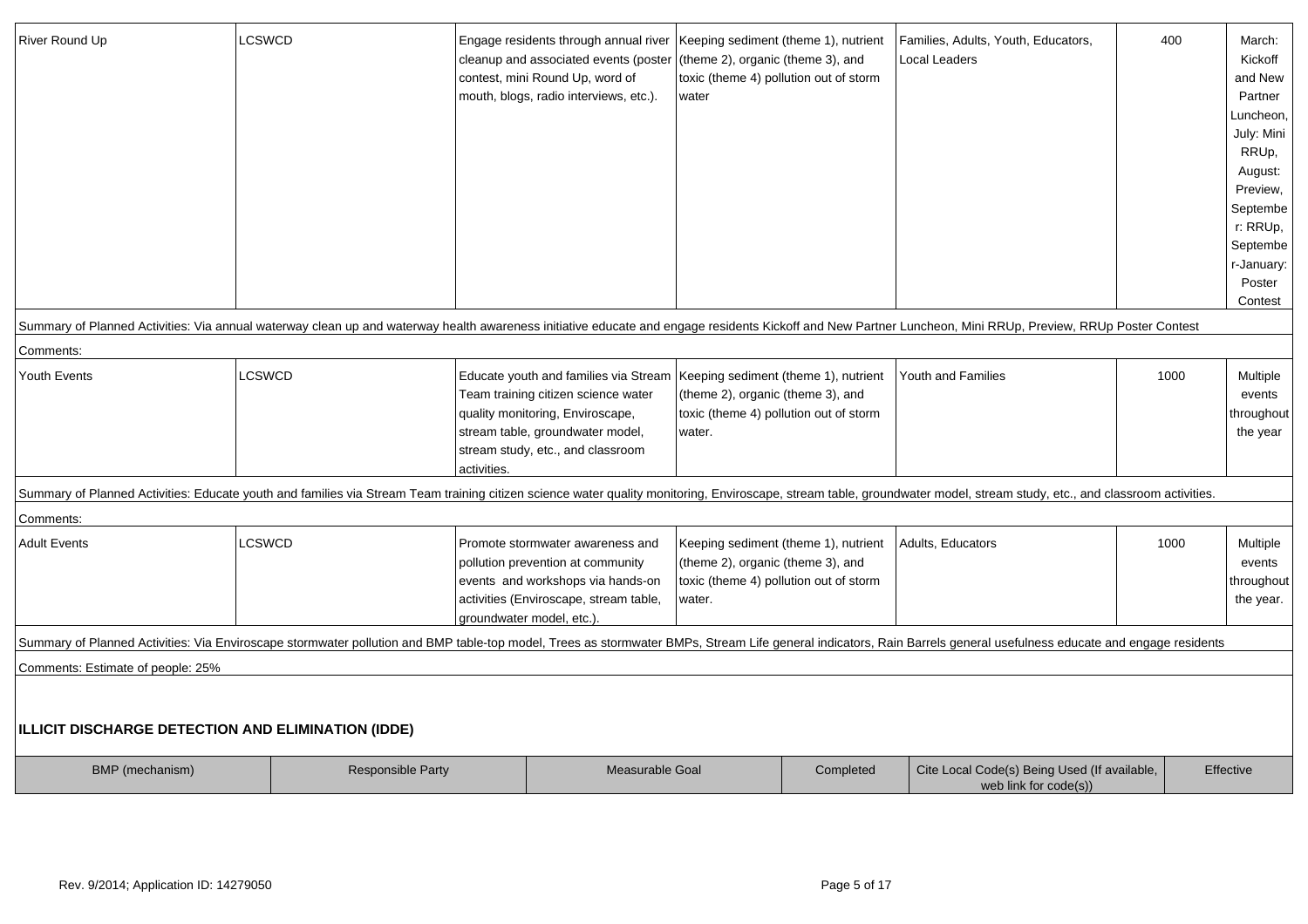| | | | | | | |
|---|---|---|---|---|---|---|
| River Round Up | LCSWCD | Engage residents through annual river cleanup and associated events (poster contest, mini Round Up, word of mouth, blogs, radio interviews, etc.). | Keeping sediment (theme 1), nutrient (theme 2), organic (theme 3), and toxic (theme 4) pollution out of storm water | Families, Adults, Youth, Educators, Local Leaders | 400 | March: Kickoff and New Partner Luncheon, July: Mini RRUp, August: Preview, September: RRUp, September-January: Poster Contest |
| Summary of Planned Activities: Via annual waterway clean up and waterway health awareness initiative educate and engage residents Kickoff and New Partner Luncheon, Mini RRUp, Preview, RRUp Poster Contest | | | | | | |
| Comments: | | | | | | |
| Youth Events | LCSWCD | Educate youth and families via Stream Team training citizen science water quality monitoring, Enviroscape, stream table, groundwater model, stream study, etc., and classroom activities. | Keeping sediment (theme 1), nutrient (theme 2), organic (theme 3), and toxic (theme 4) pollution out of storm water. | Youth and Families | 1000 | Multiple events throughout the year |
| Summary of Planned Activities: Educate youth and families via Stream Team training citizen science water quality monitoring, Enviroscape, stream table, groundwater model, stream study, etc., and classroom activities. | | | | | | |
| Comments: | | | | | | |
| Adult Events | LCSWCD | Promote stormwater awareness and pollution prevention at community events and workshops via hands-on activities (Enviroscape, stream table, groundwater model, etc.). | Keeping sediment (theme 1), nutrient (theme 2), organic (theme 3), and toxic (theme 4) pollution out of storm water. | Adults, Educators | 1000 | Multiple events throughout the year. |
| Summary of Planned Activities: Via Enviroscape stormwater pollution and BMP table-top model, Trees as stormwater BMPs, Stream Life general indicators, Rain Barrels general usefulness educate and engage residents | | | | | | |
| Comments: Estimate of people: 25% | | | | | | |

## ILLICIT DISCHARGE DETECTION AND ELIMINATION (IDDE)

| BMP (mechanism) | Responsible Party | Measurable Goal | Completed | Cite Local Code(s) Being Used (If available, web link for code(s)) | Effective |
|---|---|---|---|---|---|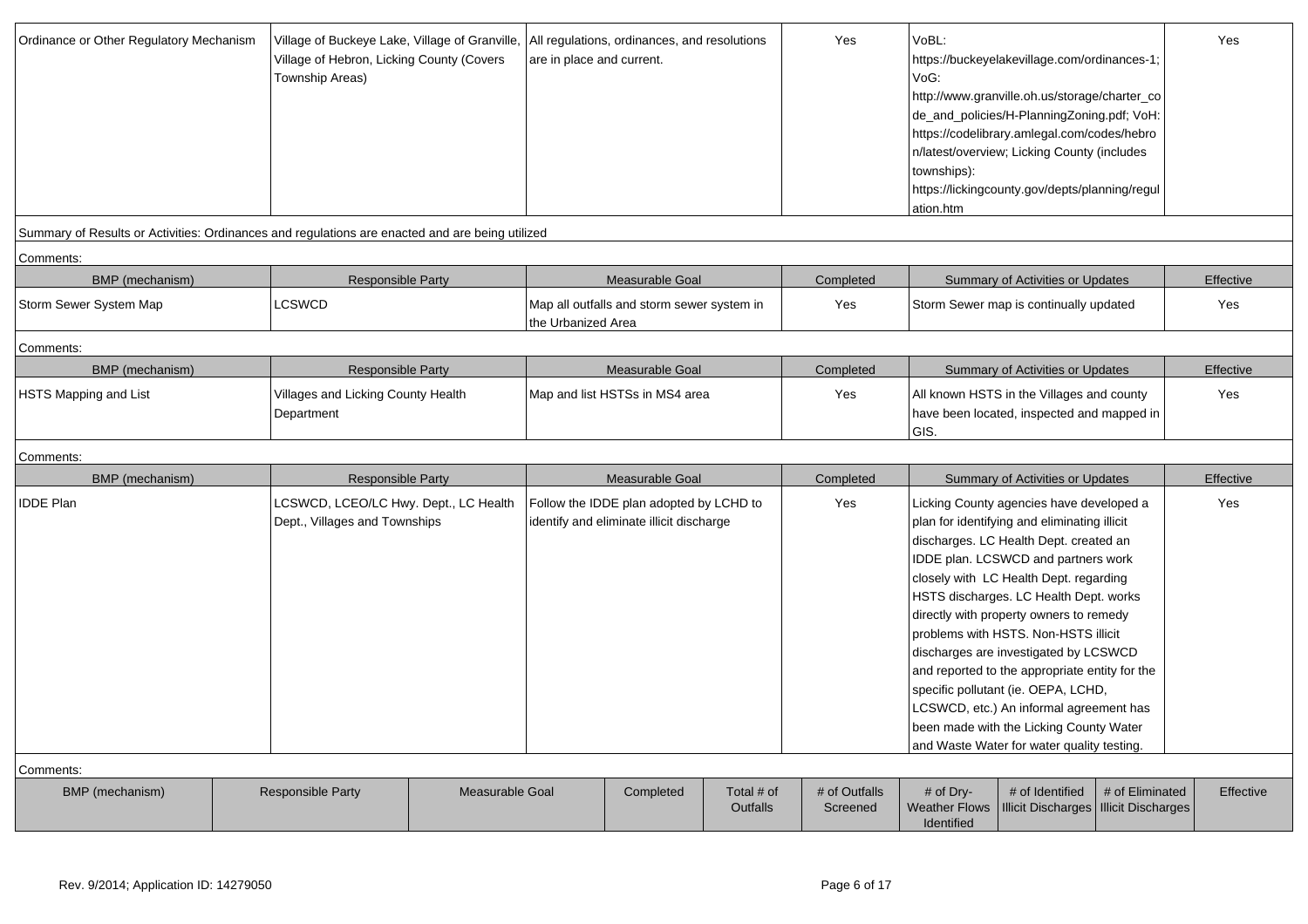| Ordinance or Other Regulatory Mechanism | Village of Buckeye Lake, Village of Granville, Village of Hebron, Licking County (Covers Township Areas) | All regulations, ordinances, and resolutions are in place and current. | Yes | VoBL: https://buckeyelakevillage.com/ordinances-1; VoG: http://www.granville.oh.us/storage/charter_code_and_policies/H-PlanningZoning.pdf; VoH: https://codelibrary.amlegal.com/codes/hebron/latest/overview; Licking County (includes townships): https://lickingcounty.gov/depts/planning/regulation.htm | Yes |
|---|---|---|---|---|---|

Summary of Results or Activities: Ordinances and regulations are enacted and are being utilized

Comments:

| BMP (mechanism) | Responsible Party | Measurable Goal | Completed | Summary of Activities or Updates | Effective |
|---|---|---|---|---|---|
| Storm Sewer System Map | LCSWCD | Map all outfalls and storm sewer system in the Urbanized Area | Yes | Storm Sewer map is continually updated | Yes |

Comments:

| BMP (mechanism) | Responsible Party | Measurable Goal | Completed | Summary of Activities or Updates | Effective |
|---|---|---|---|---|---|
| HSTS Mapping and List | Villages and Licking County Health Department | Map and list HSTSs in MS4 area | Yes | All known HSTS in the Villages and county have been located, inspected and mapped in GIS. | Yes |

Comments:

| BMP (mechanism) | Responsible Party | Measurable Goal | Completed | Summary of Activities or Updates | Effective |
|---|---|---|---|---|---|
| IDDE Plan | LCSWCD, LCEO/LC Hwy. Dept., LC Health Dept., Villages and Townships | Follow the IDDE plan adopted by LCHD to identify and eliminate illicit discharge | Yes | Licking County agencies have developed a plan for identifying and eliminating illicit discharges. LC Health Dept. created an IDDE plan. LCSWCD and partners work closely with LC Health Dept. regarding HSTS discharges. LC Health Dept. works directly with property owners to remedy problems with HSTS. Non-HSTS illicit discharges are investigated by LCSWCD and reported to the appropriate entity for the specific pollutant (ie. OEPA, LCHD, LCSWCD, etc.) An informal agreement has been made with the Licking County Water and Waste Water for water quality testing. | Yes |

Comments:

| BMP (mechanism) | Responsible Party | Measurable Goal | Completed | Total # of Outfalls | # of Outfalls Screened | # of Dry-Weather Flows Identified | # of Identified Illicit Discharges | # of Eliminated Illicit Discharges | Effective |
|---|---|---|---|---|---|---|---|---|---|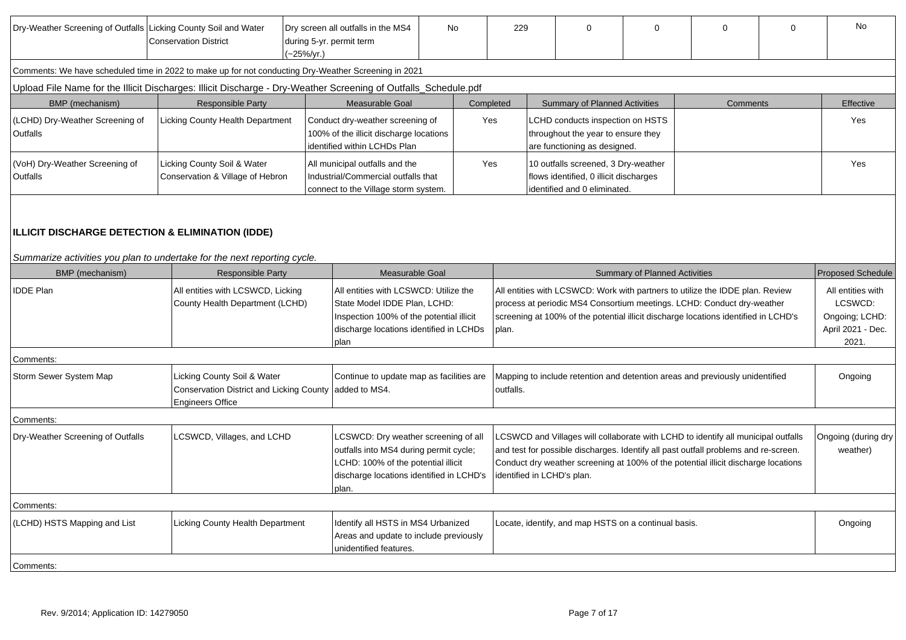| Dry-Weather Screening of Outfalls | Licking County Soil and Water Conservation District | Dry screen all outfalls in the MS4 during 5-yr. permit term (~25%/yr.) | No | 229 | 0 | 0 | 0 | 0 | No |
|---|---|---|---|---|---|---|---|---|---|

Comments: We have scheduled time in 2022 to make up for not conducting Dry-Weather Screening in 2021

Upload File Name for the Illicit Discharges: Illicit Discharge - Dry-Weather Screening of Outfalls_Schedule.pdf

| BMP (mechanism) | Responsible Party | Measurable Goal | Completed | Summary of Planned Activities | Comments | Effective |
|---|---|---|---|---|---|---|
| (LCHD) Dry-Weather Screening of Outfalls | Licking County Health Department | Conduct dry-weather screening of 100% of the illicit discharge locations identified within LCHDs Plan | Yes | LCHD conducts inspection on HSTS throughout the year to ensure they are functioning as designed. | | Yes |
| (VoH) Dry-Weather Screening of Outfalls | Licking County Soil & Water Conservation & Village of Hebron | All municipal outfalls and the Industrial/Commercial outfalls that connect to the Village storm system. | Yes | 10 outfalls screened, 3 Dry-weather flows identified, 0 illicit discharges identified and 0 eliminated. | | Yes |

## ILLICIT DISCHARGE DETECTION & ELIMINATION (IDDE)

*Summarize activities you plan to undertake for the next reporting cycle.*

| BMP (mechanism) | Responsible Party | Measurable Goal | Summary of Planned Activities | Proposed Schedule |
|---|---|---|---|---|
| IDDE Plan | All entities with LCSWCD, Licking County Health Department (LCHD) | All entities with LCSWCD: Utilize the State Model IDDE Plan, LCHD: Inspection 100% of the potential illicit discharge locations identified in LCHDs plan | All entities with LCSWCD: Work with partners to utilize the IDDE plan. Review process at periodic MS4 Consortium meetings. LCHD: Conduct dry-weather screening at 100% of the potential illicit discharge locations identified in LCHD's plan. | All entities with LCSWCD: Ongoing; LCHD: April 2021 - Dec. 2021. |
| Comments: | | | | |
| Storm Sewer System Map | Licking County Soil & Water Conservation District and Licking County Engineers Office | Continue to update map as facilities are added to MS4. | Mapping to include retention and detention areas and previously unidentified outfalls. | Ongoing |
| Comments: | | | | |
| Dry-Weather Screening of Outfalls | LCSWCD, Villages, and LCHD | LCSWCD: Dry weather screening of all outfalls into MS4 during permit cycle; LCHD: 100% of the potential illicit discharge locations identified in LCHD's plan. | LCSWCD and Villages will collaborate with LCHD to identify all municipal outfalls and test for possible discharges. Identify all past outfall problems and re-screen. Conduct dry weather screening at 100% of the potential illicit discharge locations identified in LCHD's plan. | Ongoing (during dry weather) |
| Comments: | | | | |
| (LCHD) HSTS Mapping and List | Licking County Health Department | Identify all HSTS in MS4 Urbanized Areas and update to include previously unidentified features. | Locate, identify, and map HSTS on a continual basis. | Ongoing |
| Comments: | | | | |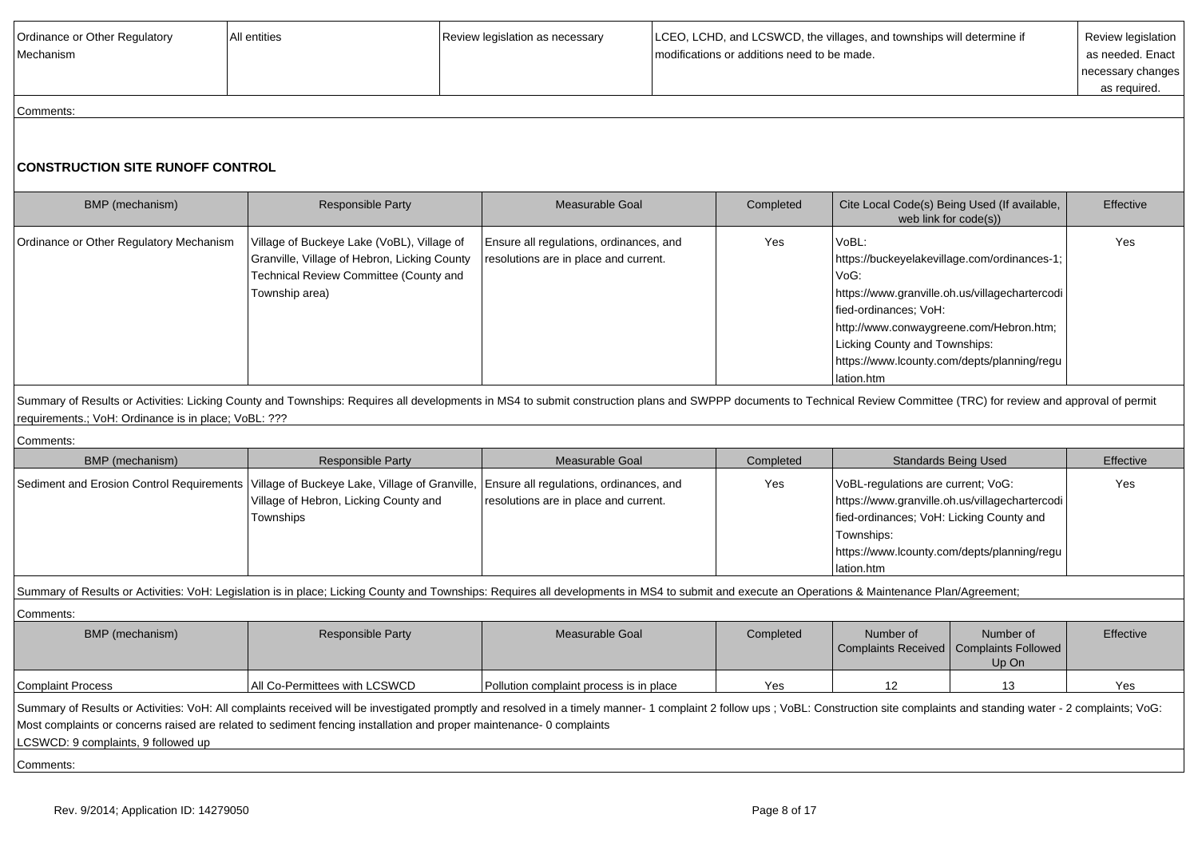| Ordinance or Other Regulatory Mechanism | All entities | Review legislation as necessary | LCEO, LCHD, and LCSWCD, the villages, and townships will determine if modifications or additions need to be made. | Review legislation as needed. Enact necessary changes as required. |
|---|---|---|---|---|

Comments:

## CONSTRUCTION SITE RUNOFF CONTROL

| BMP (mechanism) | Responsible Party | Measurable Goal | Completed | Cite Local Code(s) Being Used (If available, web link for code(s)) | Effective |
|---|---|---|---|---|---|
| Ordinance or Other Regulatory Mechanism | Village of Buckeye Lake (VoBL), Village of Granville, Village of Hebron, Licking County Technical Review Committee (County and Township area) | Ensure all regulations, ordinances, and resolutions are in place and current. | Yes | VoBL: https://buckeyelakevillage.com/ordinances-1; VoG: https://www.granville.oh.us/villagechartercodified-ordinances; VoH: http://www.conwaygreene.com/Hebron.htm; Licking County and Townships: https://www.lcounty.com/depts/planning/regulation.htm | Yes |

Summary of Results or Activities: Licking County and Townships: Requires all developments in MS4 to submit construction plans and SWPPP documents to Technical Review Committee (TRC) for review and approval of permit requirements.; VoH: Ordinance is in place; VoBL: ???

Comments:

| BMP (mechanism) | Responsible Party | Measurable Goal | Completed | Standards Being Used | Effective |
|---|---|---|---|---|---|
| Sediment and Erosion Control Requirements | Village of Buckeye Lake, Village of Granville, Village of Hebron, Licking County and Townships | Ensure all regulations, ordinances, and resolutions are in place and current. | Yes | VoBL-regulations are current; VoG: https://www.granville.oh.us/villagechartercodified-ordinances; VoH: Licking County and Townships: https://www.lcounty.com/depts/planning/regulation.htm | Yes |

Summary of Results or Activities: VoH: Legislation is in place; Licking County and Townships: Requires all developments in MS4 to submit and execute an Operations & Maintenance Plan/Agreement;

Comments:

| BMP (mechanism) | Responsible Party | Measurable Goal | Completed | Number of Complaints Received | Number of Complaints Followed Up On | Effective |
|---|---|---|---|---|---|---|
| Complaint Process | All Co-Permittees with LCSWCD | Pollution complaint process is in place | Yes | 12 | 13 | Yes |

Summary of Results or Activities: VoH: All complaints received will be investigated promptly and resolved in a timely manner- 1 complaint 2 follow ups ; VoBL: Construction site complaints and standing water - 2 complaints; VoG: Most complaints or concerns raised are related to sediment fencing installation and proper maintenance- 0 complaints
LCSWCD: 9 complaints, 9 followed up

Comments:

Rev. 9/2014; Application ID: 14279050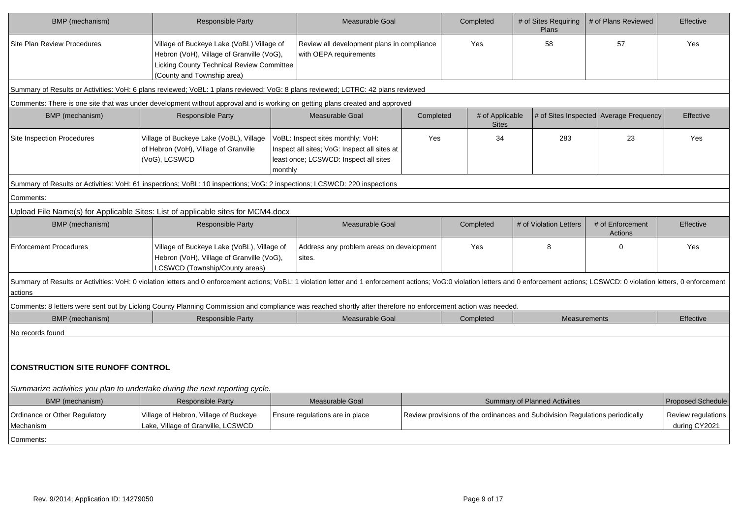| BMP (mechanism) | Responsible Party | Measurable Goal | Completed | # of Sites Requiring Plans | # of Plans Reviewed | Effective |
|---|---|---|---|---|---|---|
| Site Plan Review Procedures | Village of Buckeye Lake (VoBL) Village of Hebron (VoH), Village of Granville (VoG), Licking County Technical Review Committee (County and Township area) | Review all development plans in compliance with OEPA requirements | Yes | 58 | 57 | Yes |

Summary of Results or Activities: VoH: 6 plans reviewed; VoBL: 1 plans reviewed; VoG: 8 plans reviewed; LCTRC: 42 plans reviewed

Comments: There is one site that was under development without approval and is working on getting plans created and approved

| BMP (mechanism) | Responsible Party | Measurable Goal | Completed | # of Applicable Sites | # of Sites Inspected | Average Frequency | Effective |
|---|---|---|---|---|---|---|---|
| Site Inspection Procedures | Village of Buckeye Lake (VoBL), Village of Hebron (VoH), Village of Granville (VoG), LCSWCD | VoBL: Inspect sites monthly; VoH: Inspect all sites; VoG: Inspect all sites at least once; LCSWCD: Inspect all sites monthly | Yes | 34 | 283 | 23 | Yes |

Summary of Results or Activities: VoH: 61 inspections; VoBL: 10 inspections; VoG: 2 inspections; LCSWCD: 220 inspections

Comments:

Upload File Name(s) for Applicable Sites: List of applicable sites for MCM4.docx

| BMP (mechanism) | Responsible Party | Measurable Goal | Completed | # of Violation Letters | # of Enforcement Actions | Effective |
|---|---|---|---|---|---|---|
| Enforcement Procedures | Village of Buckeye Lake (VoBL), Village of Hebron (VoH), Village of Granville (VoG), LCSWCD (Township/County areas) | Address any problem areas on development sites. | Yes | 8 | 0 | Yes |

Summary of Results or Activities: VoH: 0 violation letters and 0 enforcement actions; VoBL: 1 violation letter and 1 enforcement actions; VoG:0 violation letters and 0 enforcement actions; LCSWCD: 0 violation letters, 0 enforcement actions

Comments: 8 letters were sent out by Licking County Planning Commission and compliance was reached shortly after therefore no enforcement action was needed.

| BMP (mechanism) | Responsible Party | Measurable Goal | Completed | Measurements | Effective |
|---|---|---|---|---|---|
| No records found | | | | | |

## CONSTRUCTION SITE RUNOFF CONTROL

*Summarize activities you plan to undertake during the next reporting cycle.*

| BMP (mechanism) | Responsible Party | Measurable Goal | Summary of Planned Activities | Proposed Schedule |
|---|---|---|---|---|
| Ordinance or Other Regulatory Mechanism | Village of Hebron, Village of Buckeye Lake, Village of Granville, LCSWCD | Ensure regulations are in place | Review provisions of the ordinances and Subdivision Regulations periodically | Review regulations during CY2021 |

Comments: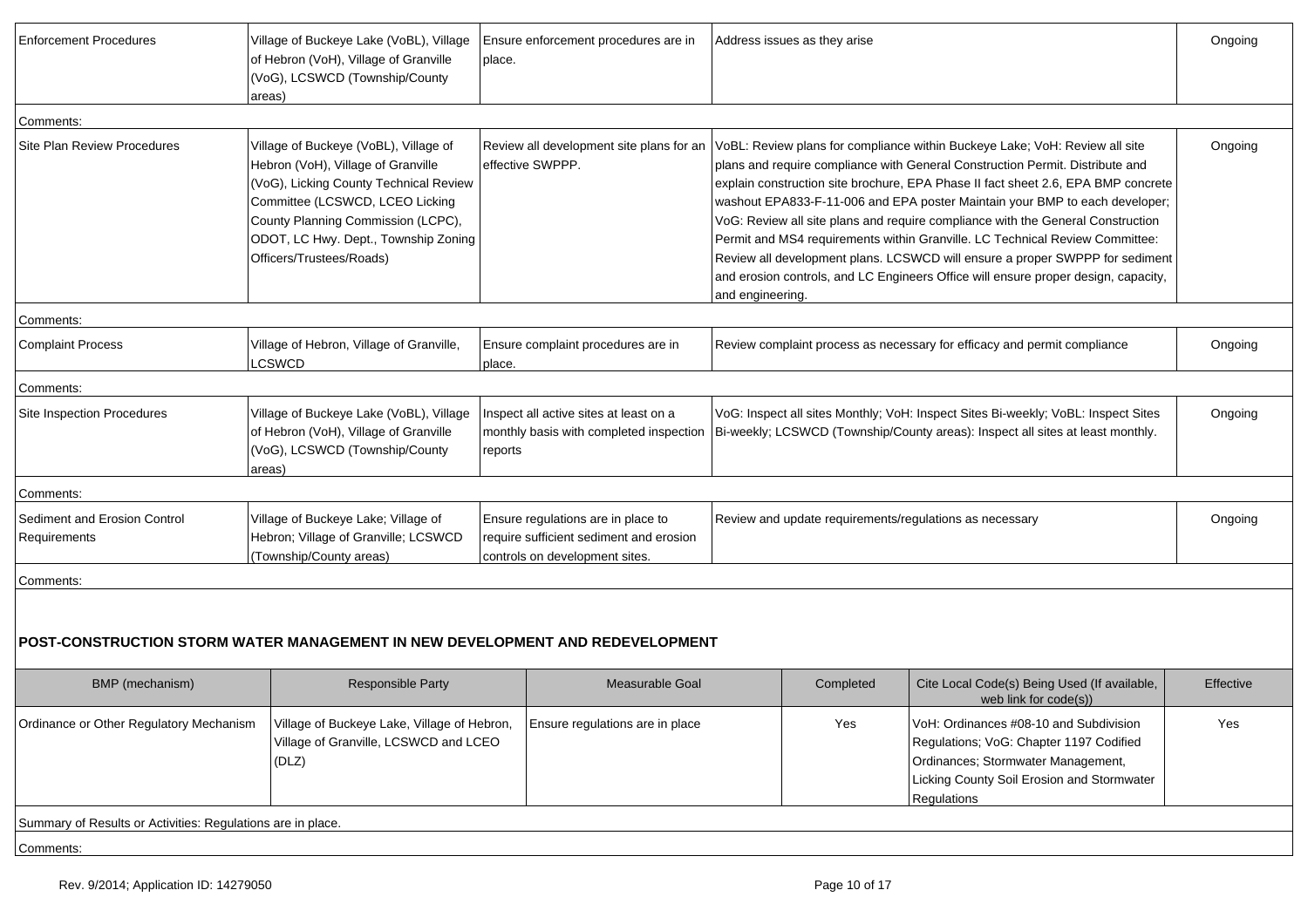| | | | | |
|---|---|---|---|---|
| Enforcement Procedures | Village of Buckeye Lake (VoBL), Village of Hebron (VoH), Village of Granville (VoG), LCSWCD (Township/County areas) | Ensure enforcement procedures are in place. | Address issues as they arise | Ongoing |
| Comments: | | | | |
| Site Plan Review Procedures | Village of Buckeye (VoBL), Village of Hebron (VoH), Village of Granville (VoG), Licking County Technical Review Committee (LCSWCD, LCEO Licking County Planning Commission (LCPC), ODOT, LC Hwy. Dept., Township Zoning Officers/Trustees/Roads) | Review all development site plans for an effective SWPPP. | VoBL: Review plans for compliance within Buckeye Lake; VoH: Review all site plans and require compliance with General Construction Permit. Distribute and explain construction site brochure, EPA Phase II fact sheet 2.6, EPA BMP concrete washout EPA833-F-11-006 and EPA poster Maintain your BMP to each developer; VoG: Review all site plans and require compliance with the General Construction Permit and MS4 requirements within Granville. LC Technical Review Committee: Review all development plans. LCSWCD will ensure a proper SWPPP for sediment and erosion controls, and LC Engineers Office will ensure proper design, capacity, and engineering. | Ongoing |
| Comments: | | | | |
| Complaint Process | Village of Hebron, Village of Granville, LCSWCD | Ensure complaint procedures are in place. | Review complaint process as necessary for efficacy and permit compliance | Ongoing |
| Comments: | | | | |
| Site Inspection Procedures | Village of Buckeye Lake (VoBL), Village of Hebron (VoH), Village of Granville (VoG), LCSWCD (Township/County areas) | Inspect all active sites at least on a monthly basis with completed inspection reports | VoG: Inspect all sites Monthly; VoH: Inspect Sites Bi-weekly; VoBL: Inspect Sites Bi-weekly; LCSWCD (Township/County areas): Inspect all sites at least monthly. | Ongoing |
| Comments: | | | | |
| Sediment and Erosion Control Requirements | Village of Buckeye Lake; Village of Hebron; Village of Granville; LCSWCD (Township/County areas) | Ensure regulations are in place to require sufficient sediment and erosion controls on development sites. | Review and update requirements/regulations as necessary | Ongoing |
| Comments: | | | | |

## POST-CONSTRUCTION STORM WATER MANAGEMENT IN NEW DEVELOPMENT AND REDEVELOPMENT

| BMP (mechanism) | Responsible Party | Measurable Goal | Completed | Cite Local Code(s) Being Used (If available, web link for code(s)) | Effective |
|---|---|---|---|---|---|
| Ordinance or Other Regulatory Mechanism | Village of Buckeye Lake, Village of Hebron, Village of Granville, LCSWCD and LCEO (DLZ) | Ensure regulations are in place | Yes | VoH: Ordinances #08-10 and Subdivision Regulations; VoG: Chapter 1197 Codified Ordinances; Stormwater Management, Licking County Soil Erosion and Stormwater Regulations | Yes |
| Summary of Results or Activities: Regulations are in place. | | | | | |
| Comments: | | | | | |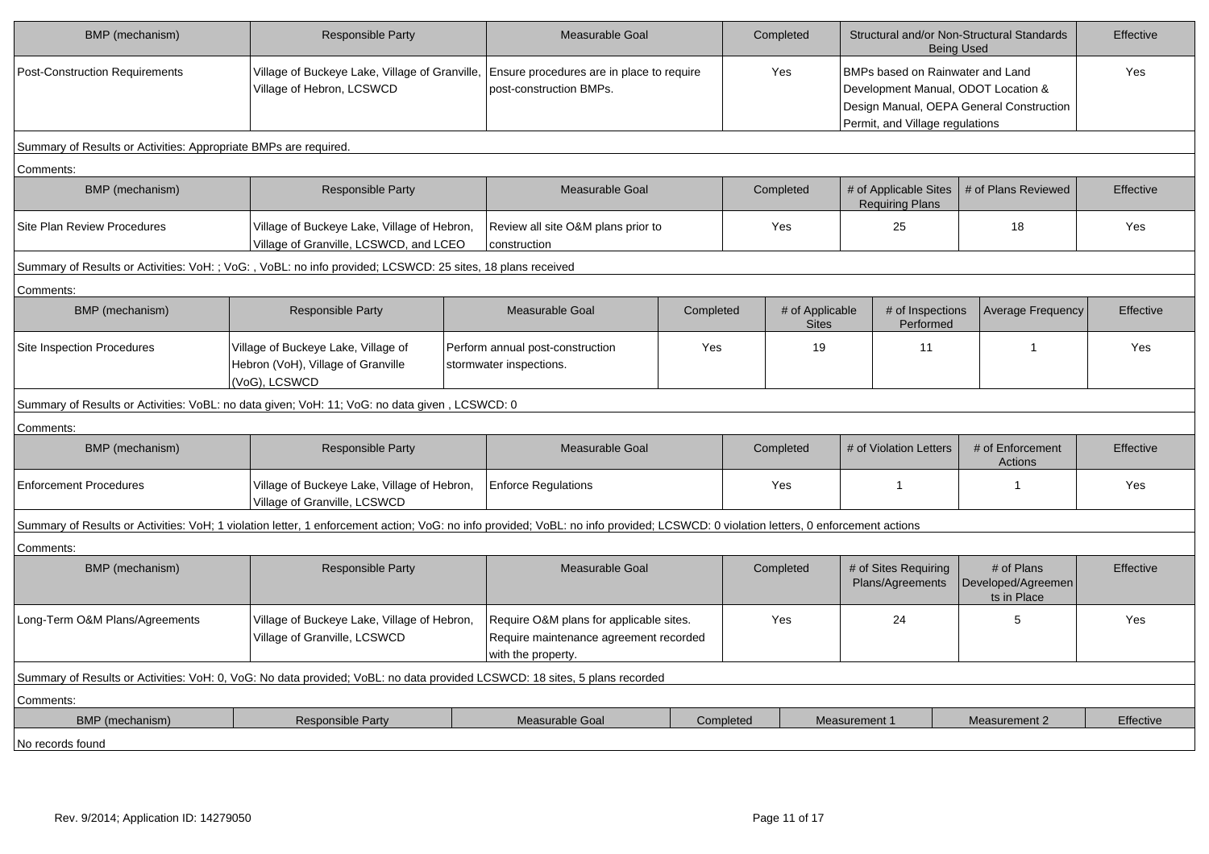| BMP (mechanism) | Responsible Party | Measurable Goal | Completed | Structural and/or Non-Structural Standards Being Used | Effective |
|---|---|---|---|---|---|
| Post-Construction Requirements | Village of Buckeye Lake, Village of Granville, Village of Hebron, LCSWCD | Ensure procedures are in place to require post-construction BMPs. | Yes | BMPs based on Rainwater and Land Development Manual, ODOT Location & Design Manual, OEPA General Construction Permit, and Village regulations | Yes |

Summary of Results or Activities: Appropriate BMPs are required.

Comments:

| BMP (mechanism) | Responsible Party | Measurable Goal | Completed | # of Applicable Sites Requiring Plans | # of Plans Reviewed | Effective |
|---|---|---|---|---|---|---|
| Site Plan Review Procedures | Village of Buckeye Lake, Village of Hebron, Village of Granville, LCSWCD, and LCEO | Review all site O&M plans prior to construction | Yes | 25 | 18 | Yes |

Summary of Results or Activities: VoH: ; VoG: , VoBL: no info provided; LCSWCD: 25 sites, 18 plans received

Comments:

| BMP (mechanism) | Responsible Party | Measurable Goal | Completed | # of Applicable Sites | # of Inspections Performed | Average Frequency | Effective |
|---|---|---|---|---|---|---|---|
| Site Inspection Procedures | Village of Buckeye Lake, Village of Hebron (VoH), Village of Granville (VoG), LCSWCD | Perform annual post-construction stormwater inspections. | Yes | 19 | 11 | 1 | Yes |

Summary of Results or Activities: VoBL: no data given; VoH: 11; VoG: no data given , LCSWCD: 0

Comments:

| BMP (mechanism) | Responsible Party | Measurable Goal | Completed | # of Violation Letters | # of Enforcement Actions | Effective |
|---|---|---|---|---|---|---|
| Enforcement Procedures | Village of Buckeye Lake, Village of Hebron, Village of Granville, LCSWCD | Enforce Regulations | Yes | 1 | 1 | Yes |

Summary of Results or Activities: VoH; 1 violation letter, 1 enforcement action; VoG: no info provided; VoBL: no info provided; LCSWCD: 0 violation letters, 0 enforcement actions

Comments:

| BMP (mechanism) | Responsible Party | Measurable Goal | Completed | # of Sites Requiring Plans/Agreements | # of Plans Developed/Agreements in Place | Effective |
|---|---|---|---|---|---|---|
| Long-Term O&M Plans/Agreements | Village of Buckeye Lake, Village of Hebron, Village of Granville, LCSWCD | Require O&M plans for applicable sites. Require maintenance agreement recorded with the property. | Yes | 24 | 5 | Yes |

Summary of Results or Activities: VoH: 0, VoG: No data provided; VoBL: no data provided LCSWCD: 18 sites, 5 plans recorded

Comments:

| BMP (mechanism) | Responsible Party | Measurable Goal | Completed | Measurement 1 | Measurement 2 | Effective |
|---|---|---|---|---|---|---|
| No records found | | | | | | |

Rev. 9/2014; Application ID: 14279050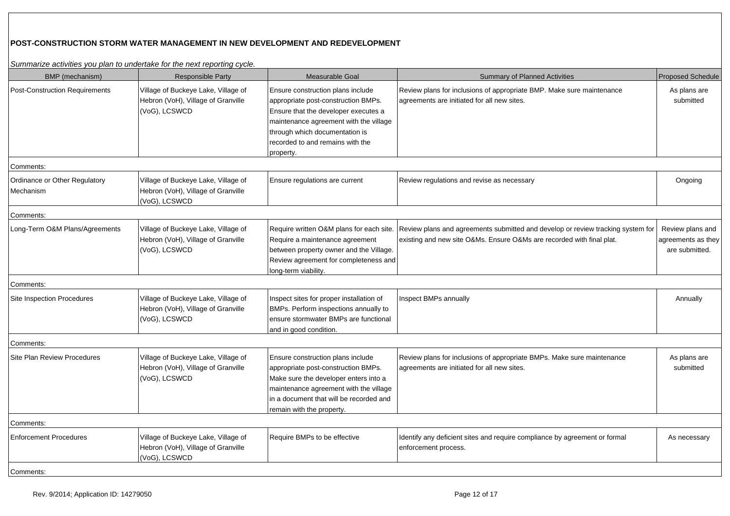**POST-CONSTRUCTION STORM WATER MANAGEMENT IN NEW DEVELOPMENT AND REDEVELOPMENT**

*Summarize activities you plan to undertake for the next reporting cycle.*

| BMP (mechanism) | Responsible Party | Measurable Goal | Summary of Planned Activities | Proposed Schedule |
|---|---|---|---|---|
| Post-Construction Requirements | Village of Buckeye Lake, Village of Hebron (VoH), Village of Granville (VoG), LCSWCD | Ensure construction plans include appropriate post-construction BMPs. Ensure that the developer executes a maintenance agreement with the village through which documentation is recorded to and remains with the property. | Review plans for inclusions of appropriate BMP. Make sure maintenance agreements are initiated for all new sites. | As plans are submitted |
| Comments: | | | | |
| Ordinance or Other Regulatory Mechanism | Village of Buckeye Lake, Village of Hebron (VoH), Village of Granville (VoG), LCSWCD | Ensure regulations are current | Review regulations and revise as necessary | Ongoing |
| Comments: | | | | |
| Long-Term O&M Plans/Agreements | Village of Buckeye Lake, Village of Hebron (VoH), Village of Granville (VoG), LCSWCD | Require written O&M plans for each site. Require a maintenance agreement between property owner and the Village. Review agreement for completeness and long-term viability. | Review plans and agreements submitted and develop or review tracking system for existing and new site O&Ms. Ensure O&Ms are recorded with final plat. | Review plans and agreements as they are submitted. |
| Comments: | | | | |
| Site Inspection Procedures | Village of Buckeye Lake, Village of Hebron (VoH), Village of Granville (VoG), LCSWCD | Inspect sites for proper installation of BMPs. Perform inspections annually to ensure stormwater BMPs are functional and in good condition. | Inspect BMPs annually | Annually |
| Comments: | | | | |
| Site Plan Review Procedures | Village of Buckeye Lake, Village of Hebron (VoH), Village of Granville (VoG), LCSWCD | Ensure construction plans include appropriate post-construction BMPs. Make sure the developer enters into a maintenance agreement with the village in a document that will be recorded and remain with the property. | Review plans for inclusions of appropriate BMPs. Make sure maintenance agreements are initiated for all new sites. | As plans are submitted |
| Comments: | | | | |
| Enforcement Procedures | Village of Buckeye Lake, Village of Hebron (VoH), Village of Granville (VoG), LCSWCD | Require BMPs to be effective | Identify any deficient sites and require compliance by agreement or formal enforcement process. | As necessary |
| Comments: | | | | |

Rev. 9/2014; Application ID: 14279050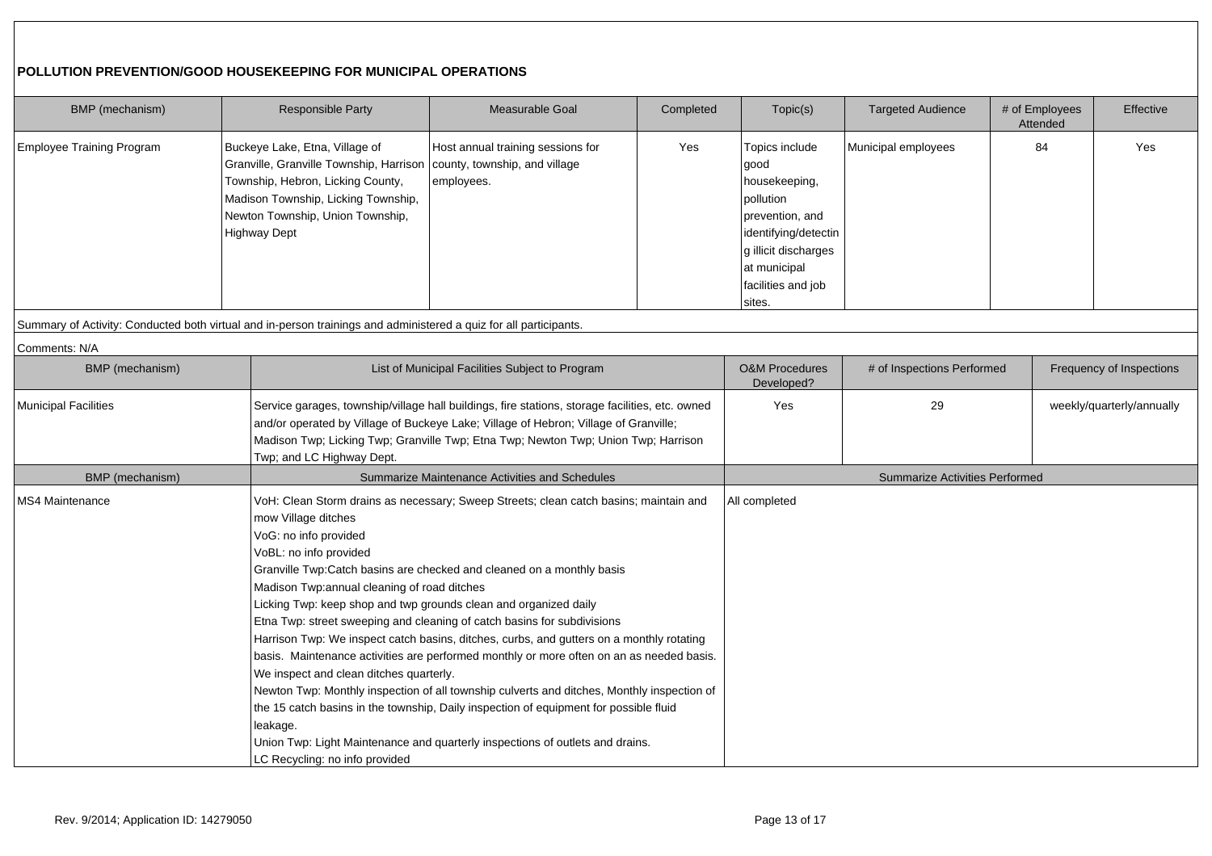**POLLUTION PREVENTION/GOOD HOUSEKEEPING FOR MUNICIPAL OPERATIONS**

| BMP (mechanism) | Responsible Party | Measurable Goal | Completed | Topic(s) | Targeted Audience | # of Employees Attended | Effective |
|---|---|---|---|---|---|---|---|
| Employee Training Program | Buckeye Lake, Etna, Village of Granville, Granville Township, Harrison Township, Hebron, Licking County, Madison Township, Licking Township, Newton Township, Union Township, Highway Dept | Host annual training sessions for county, township, and village employees. | Yes | Topics include good housekeeping, pollution prevention, and identifying/detecting illicit discharges at municipal facilities and job sites. | Municipal employees | 84 | Yes |

Summary of Activity: Conducted both virtual and in-person trainings and administered a quiz for all participants.

Comments: N/A

| BMP (mechanism) | List of Municipal Facilities Subject to Program | O&M Procedures Developed? | # of Inspections Performed | Frequency of Inspections |
|---|---|---|---|---|
| Municipal Facilities | Service garages, township/village hall buildings, fire stations, storage facilities, etc. owned and/or operated by Village of Buckeye Lake; Village of Hebron; Village of Granville; Madison Twp; Licking Twp; Granville Twp; Etna Twp; Newton Twp; Union Twp; Harrison Twp; and LC Highway Dept. | Yes | 29 | weekly/quarterly/annually |

| BMP (mechanism) | Summarize Maintenance Activities and Schedules | Summarize Activities Performed |
|---|---|---|
| MS4 Maintenance | VoH: Clean Storm drains as necessary; Sweep Streets; clean catch basins; maintain and mow Village ditches<br>VoG: no info provided<br>VoBL: no info provided<br>Granville Twp:Catch basins are checked and cleaned on a monthly basis<br>Madison Twp:annual cleaning of road ditches<br>Licking Twp: keep shop and twp grounds clean and organized daily<br>Etna Twp: street sweeping and cleaning of catch basins for subdivisions<br>Harrison Twp: We inspect catch basins, ditches, curbs, and gutters on a monthly rotating basis. Maintenance activities are performed monthly or more often on an as needed basis. We inspect and clean ditches quarterly.<br>Newton Twp: Monthly inspection of all township culverts and ditches, Monthly inspection of the 15 catch basins in the township, Daily inspection of equipment for possible fluid leakage.<br>Union Twp: Light Maintenance and quarterly inspections of outlets and drains.<br>LC Recycling: no info provided | All completed |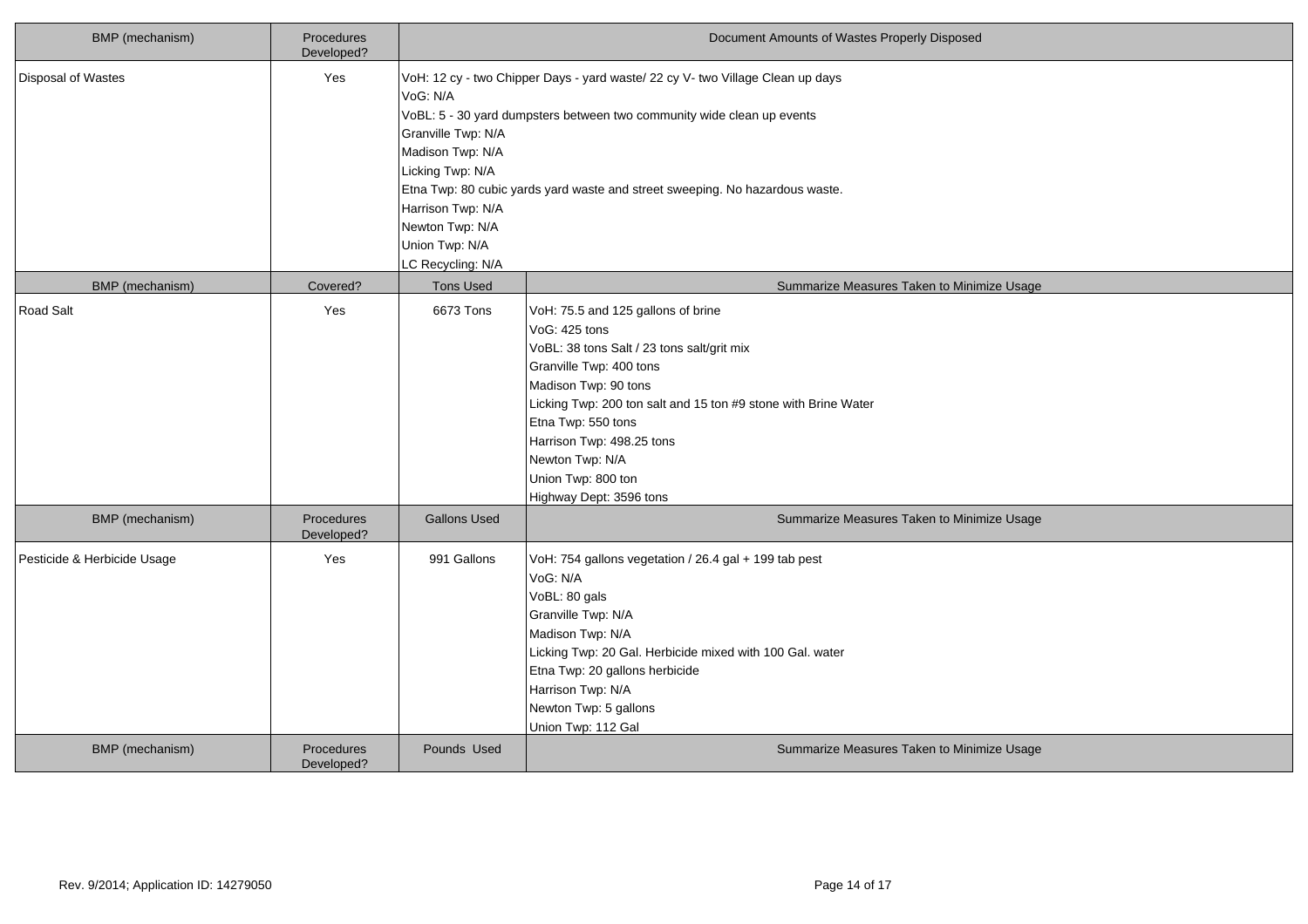| BMP (mechanism) | Procedures Developed? | Document Amounts of Wastes Properly Disposed | |
|---|---|---|---|
| Disposal of Wastes | Yes | VoH: 12 cy - two Chipper Days - yard waste/ 22 cy V- two Village Clean up days<br>VoG: N/A<br>VoBL: 5 - 30 yard dumpsters between two community wide clean up events<br>Granville Twp: N/A<br>Madison Twp: N/A<br>Licking Twp: N/A<br>Etna Twp: 80 cubic yards yard waste and street sweeping. No hazardous waste.<br>Harrison Twp: N/A<br>Newton Twp: N/A<br>Union Twp: N/A<br>LC Recycling: N/A | |
| **BMP (mechanism)** | **Covered?** | **Tons Used** | **Summarize Measures Taken to Minimize Usage** |
| Road Salt | Yes | 6673 Tons | VoH: 75.5 and 125 gallons of brine<br>VoG: 425 tons<br>VoBL: 38 tons Salt / 23 tons salt/grit mix<br>Granville Twp: 400 tons<br>Madison Twp: 90 tons<br>Licking Twp: 200 ton salt and 15 ton #9 stone with Brine Water<br>Etna Twp: 550 tons<br>Harrison Twp: 498.25 tons<br>Newton Twp: N/A<br>Union Twp: 800 ton<br>Highway Dept: 3596 tons |
| **BMP (mechanism)** | **Procedures Developed?** | **Gallons Used** | **Summarize Measures Taken to Minimize Usage** |
| Pesticide & Herbicide Usage | Yes | 991 Gallons | VoH: 754 gallons vegetation / 26.4 gal + 199 tab pest<br>VoG: N/A<br>VoBL: 80 gals<br>Granville Twp: N/A<br>Madison Twp: N/A<br>Licking Twp: 20 Gal. Herbicide mixed with 100 Gal. water<br>Etna Twp: 20 gallons herbicide<br>Harrison Twp: N/A<br>Newton Twp: 5 gallons<br>Union Twp: 112 Gal |
| **BMP (mechanism)** | **Procedures Developed?** | **Pounds Used** | **Summarize Measures Taken to Minimize Usage** |

Rev. 9/2014; Application ID: 14279050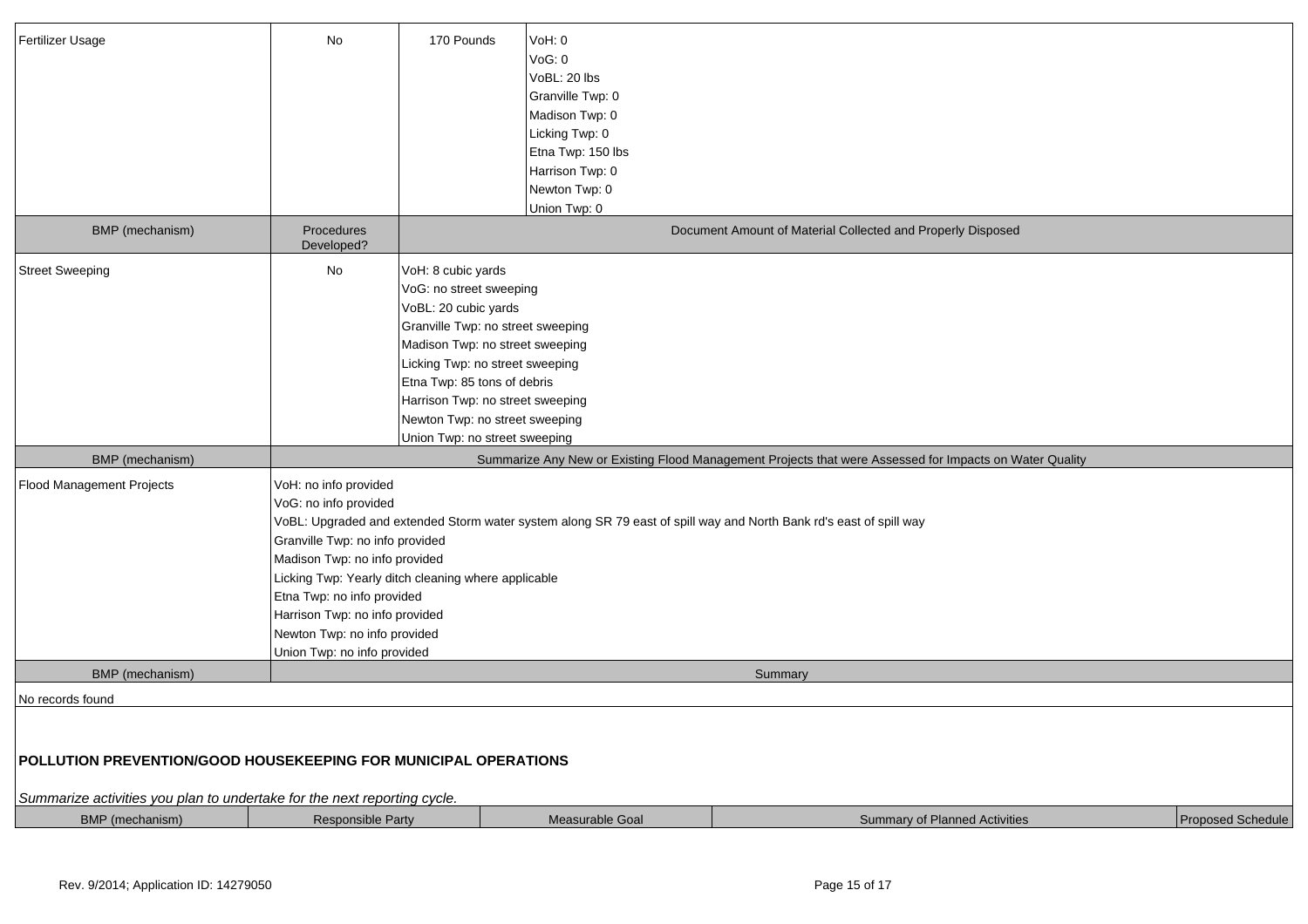| Fertilizer Usage | No | 170 Pounds | VoH: 0<br>VoG: 0<br>VoBL: 20 lbs<br>Granville Twp: 0<br>Madison Twp: 0<br>Licking Twp: 0<br>Etna Twp: 150 lbs<br>Harrison Twp: 0<br>Newton Twp: 0<br>Union Twp: 0 |
|---|---|---|---|

| BMP (mechanism) | Procedures Developed? | Document Amount of Material Collected and Properly Disposed |
|---|---|---|
| Street Sweeping | No | VoH: 8 cubic yards<br>VoG: no street sweeping<br>VoBL: 20 cubic yards<br>Granville Twp: no street sweeping<br>Madison Twp: no street sweeping<br>Licking Twp: no street sweeping<br>Etna Twp: 85 tons of debris<br>Harrison Twp: no street sweeping<br>Newton Twp: no street sweeping<br>Union Twp: no street sweeping |

| BMP (mechanism) | Summarize Any New or Existing Flood Management Projects that were Assessed for Impacts on Water Quality |
|---|---|
| Flood Management Projects | VoH: no info provided<br>VoG: no info provided<br>VoBL: Upgraded and extended Storm water system along SR 79 east of spill way and North Bank rd's east of spill way<br>Granville Twp: no info provided<br>Madison Twp: no info provided<br>Licking Twp: Yearly ditch cleaning where applicable<br>Etna Twp: no info provided<br>Harrison Twp: no info provided<br>Newton Twp: no info provided<br>Union Twp: no info provided |

| BMP (mechanism) | Summary |
|---|---|
| No records found | |

## POLLUTION PREVENTION/GOOD HOUSEKEEPING FOR MUNICIPAL OPERATIONS

*Summarize activities you plan to undertake for the next reporting cycle.*

| BMP (mechanism) | Responsible Party | Measurable Goal | Summary of Planned Activities | Proposed Schedule |
|---|---|---|---|---|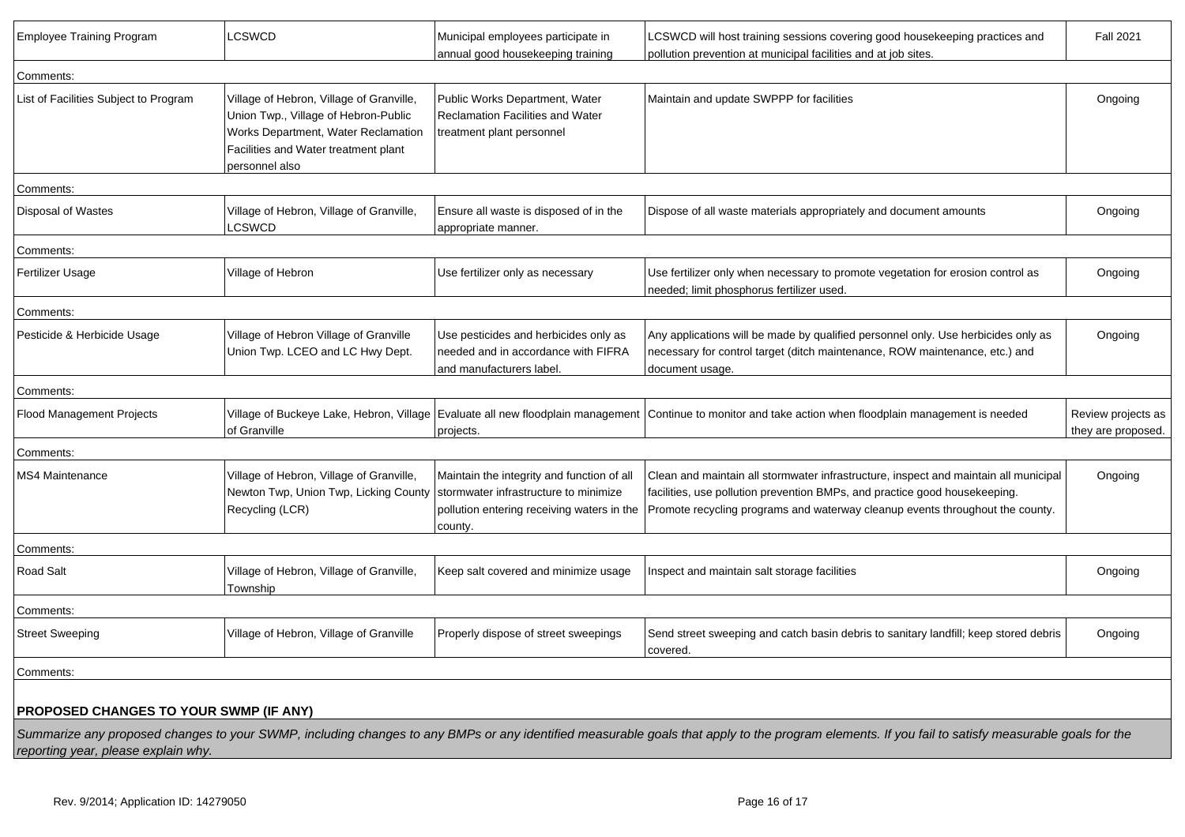| | | | | |
|---|---|---|---|---|
| Employee Training Program | LCSWCD | Municipal employees participate in annual good housekeeping training | LCSWCD will host training sessions covering good housekeeping practices and pollution prevention at municipal facilities and at job sites. | Fall 2021 |
| Comments: | | | | |
| List of Facilities Subject to Program | Village of Hebron, Village of Granville, Union Twp., Village of Hebron-Public Works Department, Water Reclamation Facilities and Water treatment plant personnel also | Public Works Department, Water Reclamation Facilities and Water treatment plant personnel | Maintain and update SWPPP for facilities | Ongoing |
| Comments: | | | | |
| Disposal of Wastes | Village of Hebron, Village of Granville, LCSWCD | Ensure all waste is disposed of in the appropriate manner. | Dispose of all waste materials appropriately and document amounts | Ongoing |
| Comments: | | | | |
| Fertilizer Usage | Village of Hebron | Use fertilizer only as necessary | Use fertilizer only when necessary to promote vegetation for erosion control as needed; limit phosphorus fertilizer used. | Ongoing |
| Comments: | | | | |
| Pesticide & Herbicide Usage | Village of Hebron Village of Granville Union Twp. LCEO and LC Hwy Dept. | Use pesticides and herbicides only as needed and in accordance with FIFRA and manufacturers label. | Any applications will be made by qualified personnel only. Use herbicides only as necessary for control target (ditch maintenance, ROW maintenance, etc.) and document usage. | Ongoing |
| Comments: | | | | |
| Flood Management Projects | Village of Buckeye Lake, Hebron, Village of Granville | Evaluate all new floodplain management projects. | Continue to monitor and take action when floodplain management is needed | Review projects as they are proposed. |
| Comments: | | | | |
| MS4 Maintenance | Village of Hebron, Village of Granville, Newton Twp, Union Twp, Licking County Recycling (LCR) | Maintain the integrity and function of all stormwater infrastructure to minimize pollution entering receiving waters in the county. | Clean and maintain all stormwater infrastructure, inspect and maintain all municipal facilities, use pollution prevention BMPs, and practice good housekeeping. Promote recycling programs and waterway cleanup events throughout the county. | Ongoing |
| Comments: | | | | |
| Road Salt | Village of Hebron, Village of Granville, Township | Keep salt covered and minimize usage | Inspect and maintain salt storage facilities | Ongoing |
| Comments: | | | | |
| Street Sweeping | Village of Hebron, Village of Granville | Properly dispose of street sweepings | Send street sweeping and catch basin debris to sanitary landfill; keep stored debris covered. | Ongoing |
| Comments: | | | | |

**PROPOSED CHANGES TO YOUR SWMP (IF ANY)**

*Summarize any proposed changes to your SWMP, including changes to any BMPs or any identified measurable goals that apply to the program elements. If you fail to satisfy measurable goals for the reporting year, please explain why.*

Rev. 9/2014; Application ID: 14279050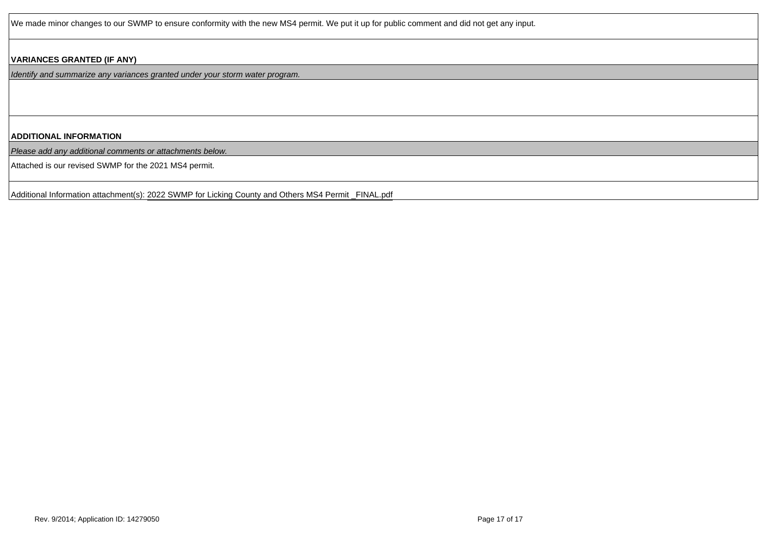We made minor changes to our SWMP to ensure conformity with the new MS4 permit. We put it up for public comment and did not get any input.

**VARIANCES GRANTED (IF ANY)**

*Identify and summarize any variances granted under your storm water program.*

**ADDITIONAL INFORMATION**

*Please add any additional comments or attachments below.*

Attached is our revised SWMP for the 2021 MS4 permit.

Additional Information attachment(s): 2022 SWMP for Licking County and Others MS4 Permit _FINAL.pdf

Rev. 9/2014; Application ID: 14279050